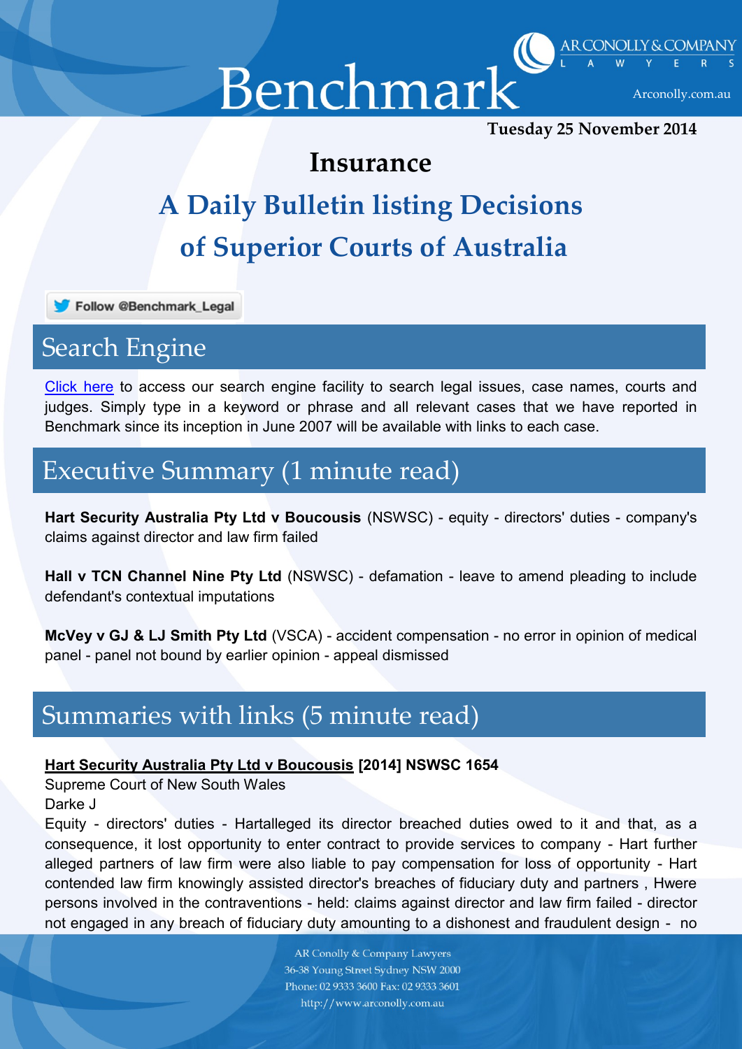# Benchmark

AR CONOLLY & COMPANY LAWYERS

Arconolly.com.au

**Tuesday 25 November 2014**

## Insurance

## A Daily Bulletin listing Decisions of Superior Courts of Australia

Follow @Benchmark_Legal

## Search Engine

Click here to access our search engine facility to search legal issues, case names, courts and judges. Simply type in a keyword or phrase and all relevant cases that we have reported in Benchmark since its inception in June 2007 will be available with links to each case.

## Executive Summary (1 minute read)

**Hart Security Australia Pty Ltd v Boucousis** (NSWSC) - equity - directors' duties - company's claims against director and law firm failed

**Hall v TCN Channel Nine Pty Ltd** (NSWSC) - defamation - leave to amend pleading to include defendant's contextual imputations

**McVey v GJ & LJ Smith Pty Ltd** (VSCA) - accident compensation - no error in opinion of medical panel - panel not bound by earlier opinion - appeal dismissed

## Summaries with links (5 minute read)

**Hart Security Australia Pty Ltd v Boucousis [2014] NSWSC 1654**

Supreme Court of New South Wales

Darke J

Equity - directors' duties - Hartalleged its director breached duties owed to it and that, as a consequence, it lost opportunity to enter contract to provide services to company - Hart further alleged partners of law firm were also liable to pay compensation for loss of opportunity - Hart contended law firm knowingly assisted director's breaches of fiduciary duty and partners , Hwere persons involved in the contraventions - held: claims against director and law firm failed - director not engaged in any breach of fiduciary duty amounting to a dishonest and fraudulent design - no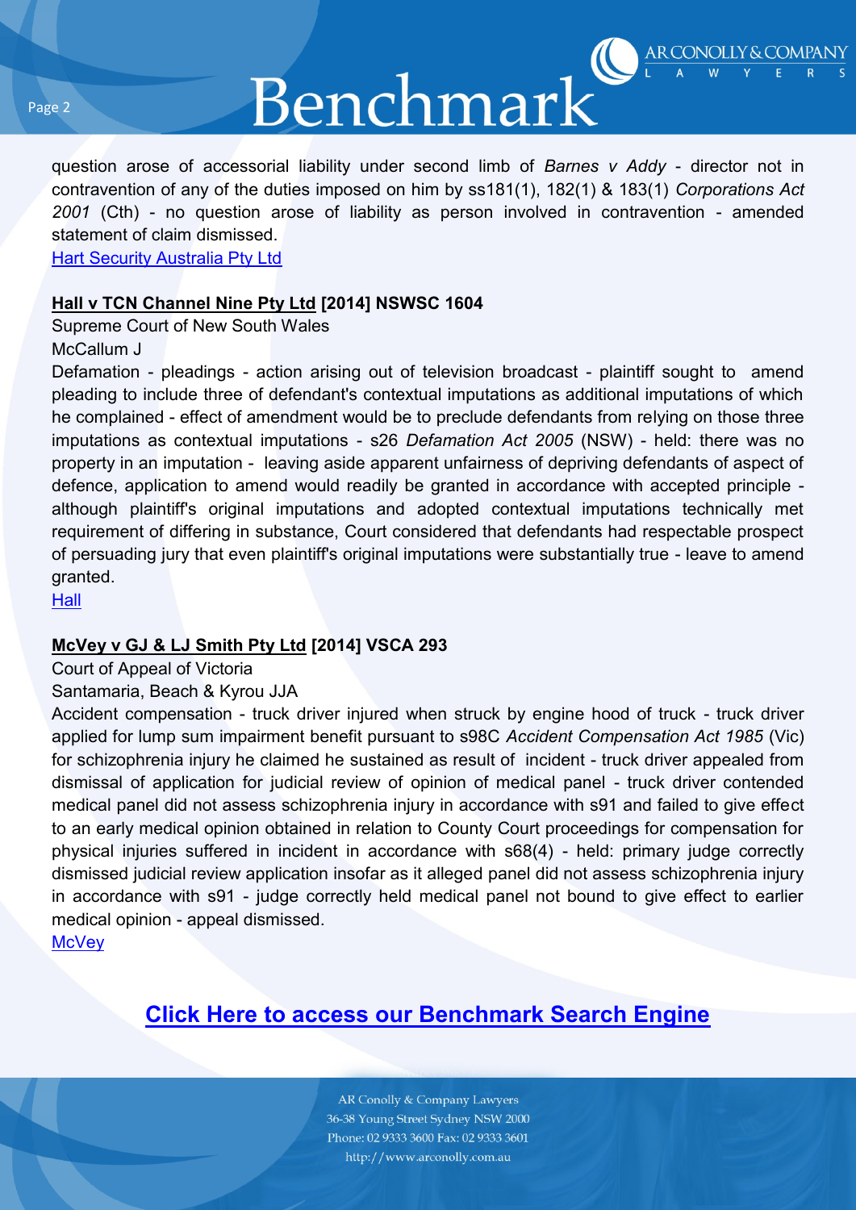question arose of accessorial liability under second limb of *Barnes v Addy* - director not in contravention of any of the duties imposed on him by ss181(1), 182(1) & 183(1) *Corporations Act 2001* (Cth) - no question arose of liability as person involved in contravention - amended statement of claim dismissed.
[Hart Security Australia Pty Ltd]

**[Hall v TCN Channel Nine Pty Ltd] [2014] NSWSC 1604**
Supreme Court of New South Wales
McCallum J
Defamation - pleadings - action arising out of television broadcast - plaintiff sought to amend pleading to include three of defendant's contextual imputations as additional imputations of which he complained - effect of amendment would be to preclude defendants from relying on those three imputations as contextual imputations - s26 *Defamation Act 2005* (NSW) - held: there was no property in an imputation - leaving aside apparent unfairness of depriving defendants of aspect of defence, application to amend would readily be granted in accordance with accepted principle - although plaintiff's original imputations and adopted contextual imputations technically met requirement of differing in substance, Court considered that defendants had respectable prospect of persuading jury that even plaintiff's original imputations were substantially true - leave to amend granted.
[Hall]

**[McVey v GJ & LJ Smith Pty Ltd] [2014] VSCA 293**
Court of Appeal of Victoria
Santamaria, Beach & Kyrou JJA
Accident compensation - truck driver injured when struck by engine hood of truck - truck driver applied for lump sum impairment benefit pursuant to s98C *Accident Compensation Act 1985* (Vic) for schizophrenia injury he claimed he sustained as result of incident - truck driver appealed from dismissal of application for judicial review of opinion of medical panel - truck driver contended medical panel did not assess schizophrenia injury in accordance with s91 and failed to give effect to an early medical opinion obtained in relation to County Court proceedings for compensation for physical injuries suffered in incident in accordance with s68(4) - held: primary judge correctly dismissed judicial review application insofar as it alleged panel did not assess schizophrenia injury in accordance with s91 - judge correctly held medical panel not bound to give effect to earlier medical opinion - appeal dismissed.
[McVey]

## [Click Here to access our Benchmark Search Engine]

AR Conolly & Company Lawyers
36-38 Young Street Sydney NSW 2000
Phone: 02 9333 3600 Fax: 02 9333 3601
http://www.arconolly.com.au